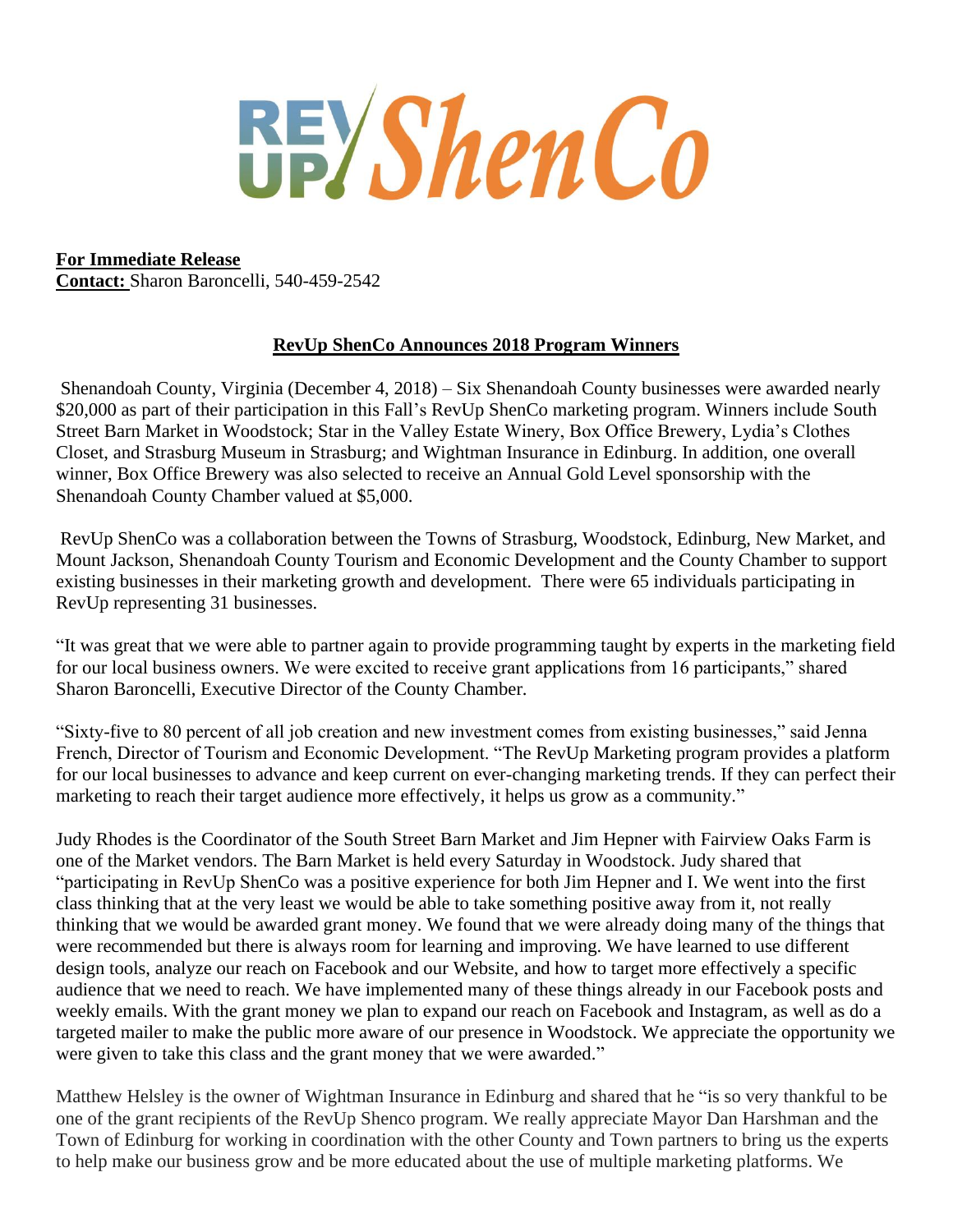REV UP ShenCo

**For Immediate Release**
**Contact:** Sharon Baroncelli, 540-459-2542

## RevUp ShenCo Announces 2018 Program Winners

Shenandoah County, Virginia (December 4, 2018) – Six Shenandoah County businesses were awarded nearly $20,000 as part of their participation in this Fall's RevUp ShenCo marketing program. Winners include South Street Barn Market in Woodstock; Star in the Valley Estate Winery, Box Office Brewery, Lydia's Clothes Closet, and Strasburg Museum in Strasburg; and Wightman Insurance in Edinburg. In addition, one overall winner, Box Office Brewery was also selected to receive an Annual Gold Level sponsorship with the Shenandoah County Chamber valued at $5,000.

RevUp ShenCo was a collaboration between the Towns of Strasburg, Woodstock, Edinburg, New Market, and Mount Jackson, Shenandoah County Tourism and Economic Development and the County Chamber to support existing businesses in their marketing growth and development. There were 65 individuals participating in RevUp representing 31 businesses.

"It was great that we were able to partner again to provide programming taught by experts in the marketing field for our local business owners. We were excited to receive grant applications from 16 participants," shared Sharon Baroncelli, Executive Director of the County Chamber.

"Sixty-five to 80 percent of all job creation and new investment comes from existing businesses," said Jenna French, Director of Tourism and Economic Development. "The RevUp Marketing program provides a platform for our local businesses to advance and keep current on ever-changing marketing trends. If they can perfect their marketing to reach their target audience more effectively, it helps us grow as a community."

Judy Rhodes is the Coordinator of the South Street Barn Market and Jim Hepner with Fairview Oaks Farm is one of the Market vendors. The Barn Market is held every Saturday in Woodstock. Judy shared that "participating in RevUp ShenCo was a positive experience for both Jim Hepner and I. We went into the first class thinking that at the very least we would be able to take something positive away from it, not really thinking that we would be awarded grant money. We found that we were already doing many of the things that were recommended but there is always room for learning and improving. We have learned to use different design tools, analyze our reach on Facebook and our Website, and how to target more effectively a specific audience that we need to reach. We have implemented many of these things already in our Facebook posts and weekly emails. With the grant money we plan to expand our reach on Facebook and Instagram, as well as do a targeted mailer to make the public more aware of our presence in Woodstock. We appreciate the opportunity we were given to take this class and the grant money that we were awarded."

Matthew Helsley is the owner of Wightman Insurance in Edinburg and shared that he "is so very thankful to be one of the grant recipients of the RevUp Shenco program. We really appreciate Mayor Dan Harshman and the Town of Edinburg for working in coordination with the other County and Town partners to bring us the experts to help make our business grow and be more educated about the use of multiple marketing platforms. We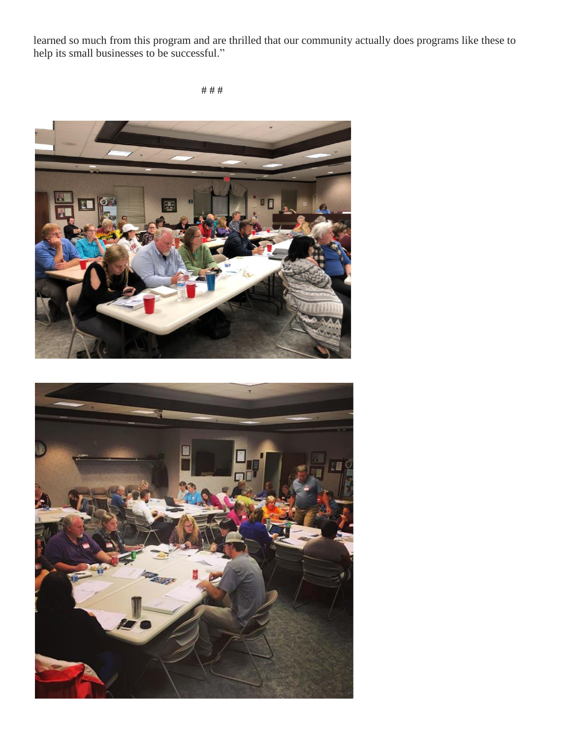learned so much from this program and are thrilled that our community actually does programs like these to help its small businesses to be successful."

# # #